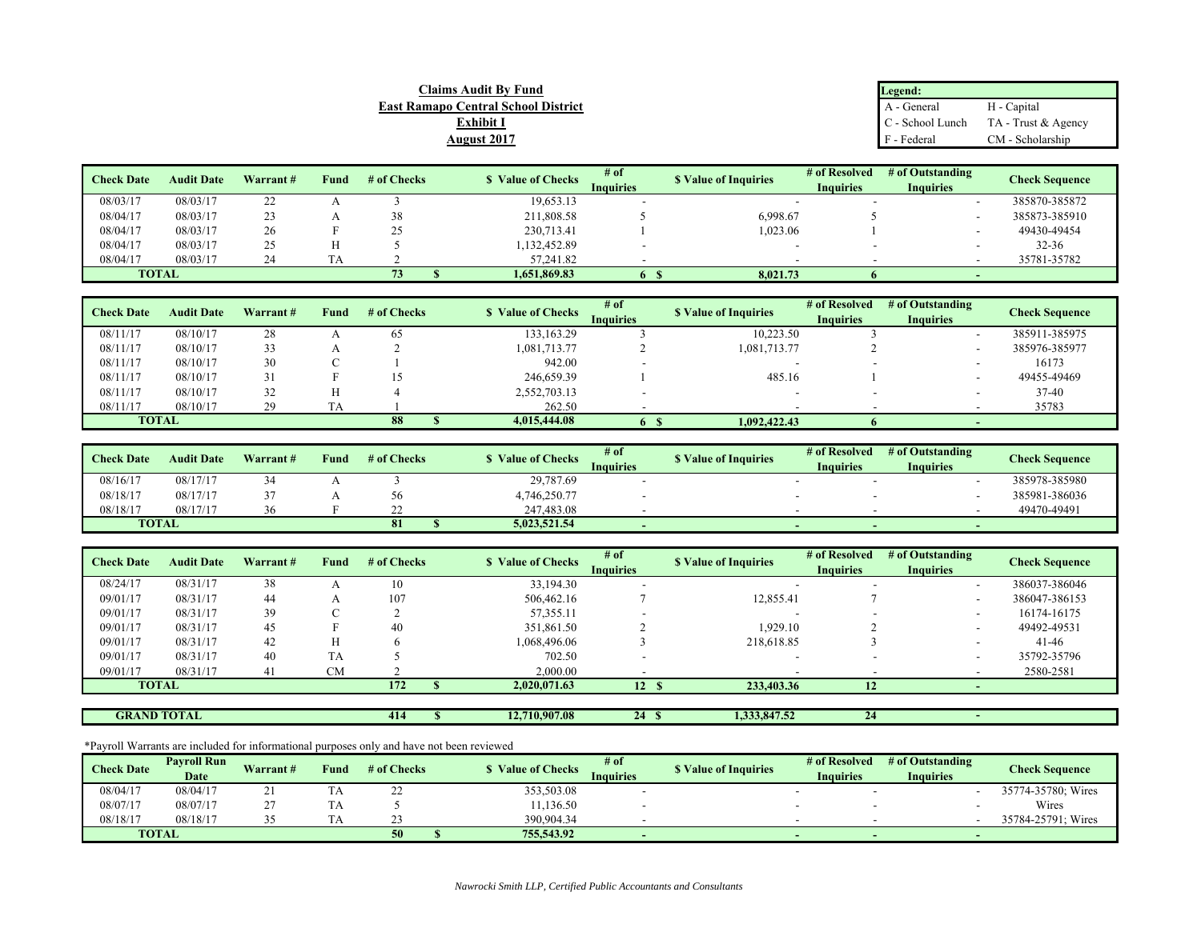**Claims Audit By Fund**
**East Ramapo Central School District**
**Exhibit I**
**August 2017**

| Legend: | |
|---|---|
| A - General | H - Capital |
| C - School Lunch | TA - Trust & Agency |
| F - Federal | CM - Scholarship |

| Check Date | Audit Date | Warrant # | Fund | # of Checks | $ Value of Checks | # of Inquiries | $ Value of Inquiries | # of Resolved Inquiries | # of Outstanding Inquiries | Check Sequence |
|---|---|---|---|---|---|---|---|---|---|---|
| 08/03/17 | 08/03/17 | 22 | A | 3 | 19,653.13 | - | - | - | - | 385870-385872 |
| 08/04/17 | 08/03/17 | 23 | A | 38 | 211,808.58 | 5 | 6,998.67 | 5 | - | 385873-385910 |
| 08/04/17 | 08/03/17 | 26 | F | 25 | 230,713.41 | 1 | 1,023.06 | 1 | - | 49430-49454 |
| 08/04/17 | 08/03/17 | 25 | H | 5 | 1,132,452.89 | - | - | - | - | 32-36 |
| 08/04/17 | 08/03/17 | 24 | TA | 2 | 57,241.82 | - | - | - | - | 35781-35782 |
| **TOTAL** | | | | **73** | **$ 1,651,869.83** | **6** | **$ 8,021.73** | **6** | **-** | |

| Check Date | Audit Date | Warrant # | Fund | # of Checks | $ Value of Checks | # of Inquiries | $ Value of Inquiries | # of Resolved Inquiries | # of Outstanding Inquiries | Check Sequence |
|---|---|---|---|---|---|---|---|---|---|---|
| 08/11/17 | 08/10/17 | 28 | A | 65 | 133,163.29 | 3 | 10,223.50 | 3 | - | 385911-385975 |
| 08/11/17 | 08/10/17 | 33 | A | 2 | 1,081,713.77 | 2 | 1,081,713.77 | 2 | - | 385976-385977 |
| 08/11/17 | 08/10/17 | 30 | C | 1 | 942.00 | - | - | - | - | 16173 |
| 08/11/17 | 08/10/17 | 31 | F | 15 | 246,659.39 | 1 | 485.16 | 1 | - | 49455-49469 |
| 08/11/17 | 08/10/17 | 32 | H | 4 | 2,552,703.13 | - | - | - | - | 37-40 |
| 08/11/17 | 08/10/17 | 29 | TA | 1 | 262.50 | - | - | - | - | 35783 |
| **TOTAL** | | | | **88** | **$ 4,015,444.08** | **6** | **$ 1,092,422.43** | **6** | **-** | |

| Check Date | Audit Date | Warrant # | Fund | # of Checks | $ Value of Checks | # of Inquiries | $ Value of Inquiries | # of Resolved Inquiries | # of Outstanding Inquiries | Check Sequence |
|---|---|---|---|---|---|---|---|---|---|---|
| 08/16/17 | 08/17/17 | 34 | A | 3 | 29,787.69 | - | - | - | - | 385978-385980 |
| 08/18/17 | 08/17/17 | 37 | A | 56 | 4,746,250.77 | - | - | - | - | 385981-386036 |
| 08/18/17 | 08/17/17 | 36 | F | 22 | 247,483.08 | - | - | - | - | 49470-49491 |
| **TOTAL** | | | | **81** | **$ 5,023,521.54** | **-** | **-** | **-** | **-** | |

| Check Date | Audit Date | Warrant # | Fund | # of Checks | $ Value of Checks | # of Inquiries | $ Value of Inquiries | # of Resolved Inquiries | # of Outstanding Inquiries | Check Sequence |
|---|---|---|---|---|---|---|---|---|---|---|
| 08/24/17 | 08/31/17 | 38 | A | 10 | 33,194.30 | - | - | - | - | 386037-386046 |
| 09/01/17 | 08/31/17 | 44 | A | 107 | 506,462.16 | 7 | 12,855.41 | 7 | - | 386047-386153 |
| 09/01/17 | 08/31/17 | 39 | C | 2 | 57,355.11 | - | - | - | - | 16174-16175 |
| 09/01/17 | 08/31/17 | 45 | F | 40 | 351,861.50 | 2 | 1,929.10 | 2 | - | 49492-49531 |
| 09/01/17 | 08/31/17 | 42 | H | 6 | 1,068,496.06 | 3 | 218,618.85 | 3 | - | 41-46 |
| 09/01/17 | 08/31/17 | 40 | TA | 5 | 702.50 | - | - | - | - | 35792-35796 |
| 09/01/17 | 08/31/17 | 41 | CM | 2 | 2,000.00 | - | - | - | - | 2580-2581 |
| **TOTAL** | | | | **172** | **$ 2,020,071.63** | **12** | **$ 233,403.36** | **12** | **-** | |

| | | | | | | | | | | |
|---|---|---|---|---|---|---|---|---|---|---|
| **GRAND TOTAL** | | | | **414** | **$ 12,710,907.08** | **24** | **$ 1,333,847.52** | **24** | **-** | |

*Payroll Warrants are included for informational purposes only and have not been reviewed

| Check Date | Payroll Run Date | Warrant # | Fund | # of Checks | $ Value of Checks | # of Inquiries | $ Value of Inquiries | # of Resolved Inquiries | # of Outstanding Inquiries | Check Sequence |
|---|---|---|---|---|---|---|---|---|---|---|
| 08/04/17 | 08/04/17 | 21 | TA | 22 | 353,503.08 | - | - | - | - | 35774-35780; Wires |
| 08/07/17 | 08/07/17 | 27 | TA | 5 | 11,136.50 | - | - | - | - | Wires |
| 08/18/17 | 08/18/17 | 35 | TA | 23 | 390,904.34 | - | - | - | - | 35784-25791; Wires |
| **TOTAL** | | | | **50** | **$ 755,543.92** | **-** | **-** | **-** | **-** | |

*Nawrocki Smith LLP, Certified Public Accountants and Consultants*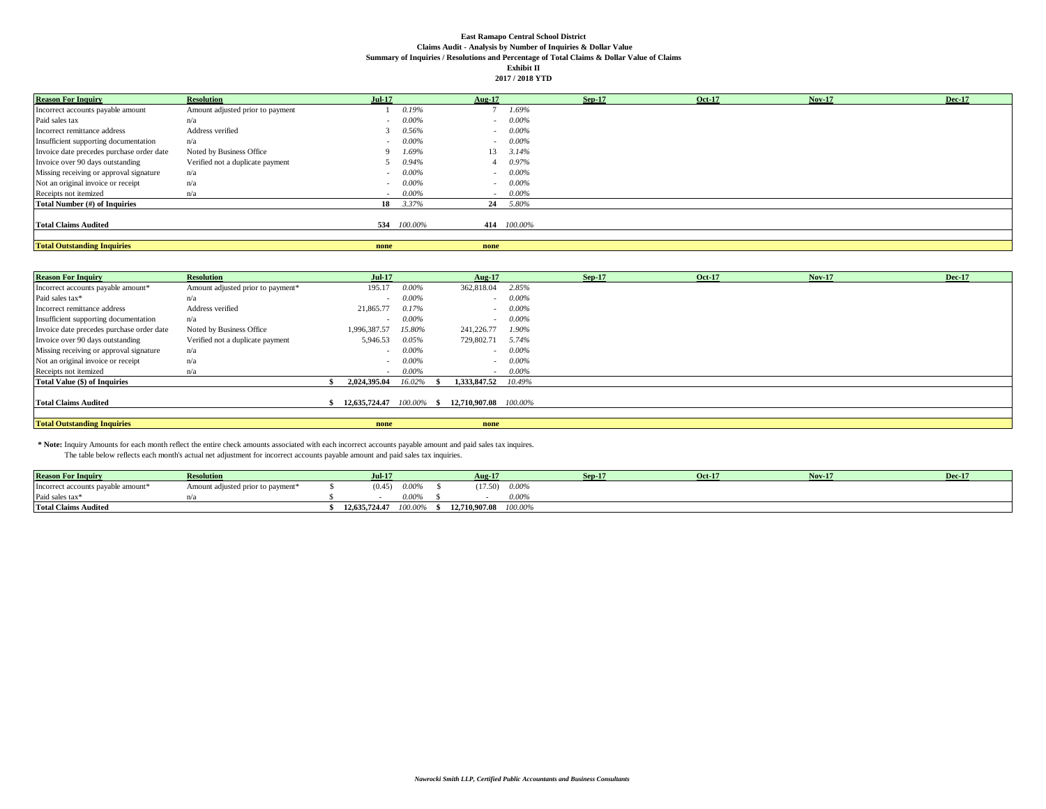**East Ramapo Central School District**
**Claims Audit - Analysis by Number of Inquiries & Dollar Value**
**Summary of Inquiries / Resolutions and Percentage of Total Claims & Dollar Value of Claims**
**Exhibit II**
**2017 / 2018 YTD**

| Reason For Inquiry | Resolution | Jul-17 | | Aug-17 | | Sep-17 | Oct-17 | Nov-17 | Dec-17 |
|---|---|---|---|---|---|---|---|---|---|
| Incorrect accounts payable amount | Amount adjusted prior to payment | 1 | 0.19% | 7 | 1.69% | | | | |
| Paid sales tax | n/a | - | 0.00% | - | 0.00% | | | | |
| Incorrect remittance address | Address verified | 3 | 0.56% | - | 0.00% | | | | |
| Insufficient supporting documentation | n/a | - | 0.00% | - | 0.00% | | | | |
| Invoice date precedes purchase order date | Noted by Business Office | 9 | 1.69% | 13 | 3.14% | | | | |
| Invoice over 90 days outstanding | Verified not a duplicate payment | 5 | 0.94% | 4 | 0.97% | | | | |
| Missing receiving or approval signature | n/a | - | 0.00% | - | 0.00% | | | | |
| Not an original invoice or receipt | n/a | - | 0.00% | - | 0.00% | | | | |
| Receipts not itemized | n/a | - | 0.00% | - | 0.00% | | | | |
| **Total Number (#) of Inquiries** | | **18** | 3.37% | **24** | 5.80% | | | | |
| **Total Claims Audited** | | **534** | 100.00% | **414** | 100.00% | | | | |
| **Total Outstanding Inquiries** | | **none** | | **none** | | | | | |

| Reason For Inquiry | Resolution | Jul-17 | | Aug-17 | | Sep-17 | Oct-17 | Nov-17 | Dec-17 |
|---|---|---|---|---|---|---|---|---|---|
| Incorrect accounts payable amount* | Amount adjusted prior to payment* | 195.17 | 0.00% | 362,818.04 | 2.85% | | | | |
| Paid sales tax* | n/a | - | 0.00% | - | 0.00% | | | | |
| Incorrect remittance address | Address verified | 21,865.77 | 0.17% | - | 0.00% | | | | |
| Insufficient supporting documentation | n/a | - | 0.00% | - | 0.00% | | | | |
| Invoice date precedes purchase order date | Noted by Business Office | 1,996,387.57 | 15.80% | 241,226.77 | 1.90% | | | | |
| Invoice over 90 days outstanding | Verified not a duplicate payment | 5,946.53 | 0.05% | 729,802.71 | 5.74% | | | | |
| Missing receiving or approval signature | n/a | - | 0.00% | - | 0.00% | | | | |
| Not an original invoice or receipt | n/a | - | 0.00% | - | 0.00% | | | | |
| Receipts not itemized | n/a | - | 0.00% | - | 0.00% | | | | |
| **Total Value ($) of Inquiries** | | **$ 2,024,395.04** | 16.02% | **$ 1,333,847.52** | 10.49% | | | | |
| **Total Claims Audited** | | **$ 12,635,724.47** | 100.00% | **$ 12,710,907.08** | 100.00% | | | | |
| **Total Outstanding Inquiries** | | **none** | | **none** | | | | | |

**\* Note:** Inquiry Amounts for each month reflect the entire check amounts associated with each incorrect accounts payable amount and paid sales tax inquires.
The table below reflects each month's actual net adjustment for incorrect accounts payable amount and paid sales tax inquiries.

| Reason For Inquiry | Resolution | Jul-17 | | Aug-17 | | Sep-17 | Oct-17 | Nov-17 | Dec-17 |
|---|---|---|---|---|---|---|---|---|---|
| Incorrect accounts payable amount* | Amount adjusted prior to payment* | $ (0.45) | 0.00% | $ (17.50) | 0.00% | | | | |
| Paid sales tax* | n/a | $ - | 0.00% | $ - | 0.00% | | | | |
| **Total Claims Audited** | | **$ 12,635,724.47** | 100.00% | **$ 12,710,907.08** | 100.00% | | | | |

*Nawrocki Smith LLP, Certified Public Accountants and Business Consultants*